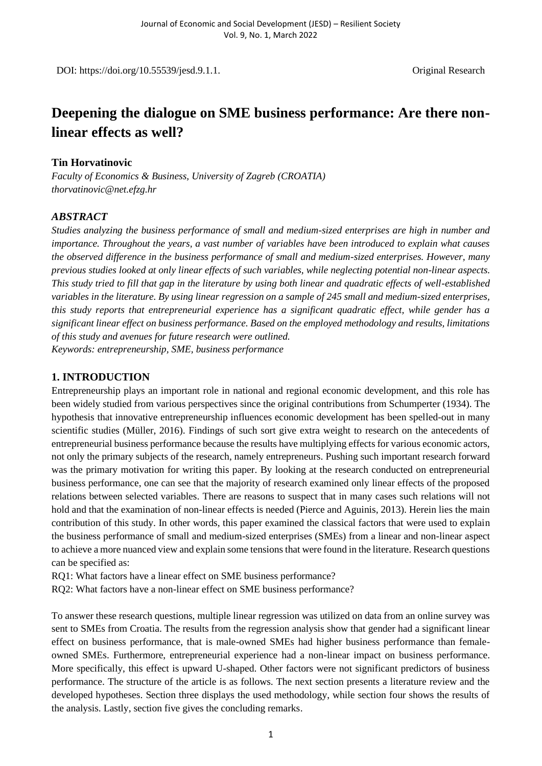DOI: https://doi.org/10.55539/jesd.9.1.1. Original Research

# Deepening the dialogue on SME business performance: Are there non-linear effects as well?

**Tin Horvatinovic**

*Faculty of Economics & Business, University of Zagreb (CROATIA)*
*thorvatinovic@net.efzg.hr*

### *ABSTRACT*

*Studies analyzing the business performance of small and medium-sized enterprises are high in number and importance. Throughout the years, a vast number of variables have been introduced to explain what causes the observed difference in the business performance of small and medium-sized enterprises. However, many previous studies looked at only linear effects of such variables, while neglecting potential non-linear aspects. This study tried to fill that gap in the literature by using both linear and quadratic effects of well-established variables in the literature. By using linear regression on a sample of 245 small and medium-sized enterprises, this study reports that entrepreneurial experience has a significant quadratic effect, while gender has a significant linear effect on business performance. Based on the employed methodology and results, limitations of this study and avenues for future research were outlined.*

*Keywords: entrepreneurship, SME, business performance*

## 1. INTRODUCTION

Entrepreneurship plays an important role in national and regional economic development, and this role has been widely studied from various perspectives since the original contributions from Schumperter (1934). The hypothesis that innovative entrepreneurship influences economic development has been spelled-out in many scientific studies (Müller, 2016). Findings of such sort give extra weight to research on the antecedents of entrepreneurial business performance because the results have multiplying effects for various economic actors, not only the primary subjects of the research, namely entrepreneurs. Pushing such important research forward was the primary motivation for writing this paper. By looking at the research conducted on entrepreneurial business performance, one can see that the majority of research examined only linear effects of the proposed relations between selected variables. There are reasons to suspect that in many cases such relations will not hold and that the examination of non-linear effects is needed (Pierce and Aguinis, 2013). Herein lies the main contribution of this study. In other words, this paper examined the classical factors that were used to explain the business performance of small and medium-sized enterprises (SMEs) from a linear and non-linear aspect to achieve a more nuanced view and explain some tensions that were found in the literature. Research questions can be specified as:

RQ1: What factors have a linear effect on SME business performance?

RQ2: What factors have a non-linear effect on SME business performance?

To answer these research questions, multiple linear regression was utilized on data from an online survey was sent to SMEs from Croatia. The results from the regression analysis show that gender had a significant linear effect on business performance, that is male-owned SMEs had higher business performance than female-owned SMEs. Furthermore, entrepreneurial experience had a non-linear impact on business performance. More specifically, this effect is upward U-shaped. Other factors were not significant predictors of business performance. The structure of the article is as follows. The next section presents a literature review and the developed hypotheses. Section three displays the used methodology, while section four shows the results of the analysis. Lastly, section five gives the concluding remarks.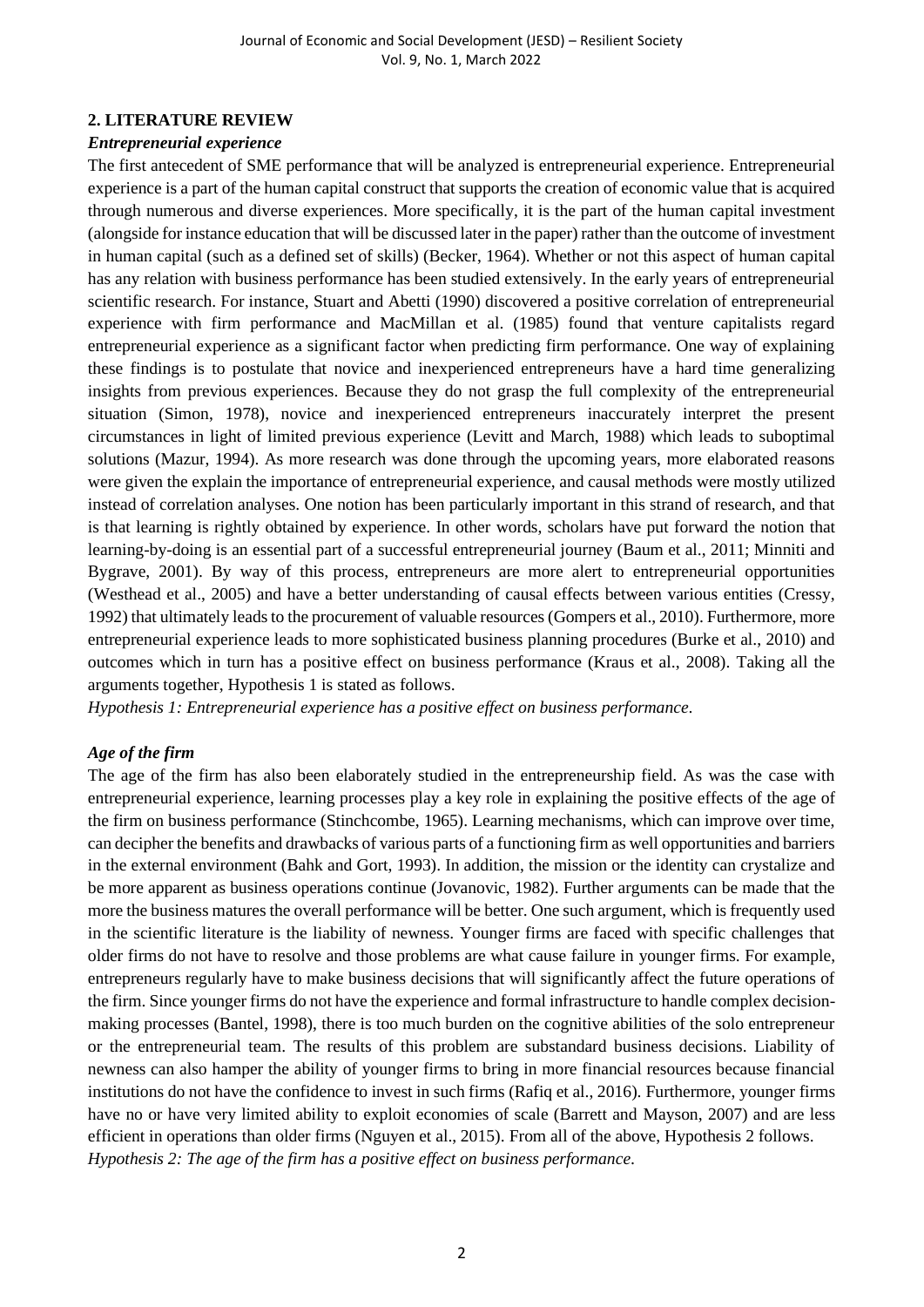## 2. LITERATURE REVIEW

### *Entrepreneurial experience*

The first antecedent of SME performance that will be analyzed is entrepreneurial experience. Entrepreneurial experience is a part of the human capital construct that supports the creation of economic value that is acquired through numerous and diverse experiences. More specifically, it is the part of the human capital investment (alongside for instance education that will be discussed later in the paper) rather than the outcome of investment in human capital (such as a defined set of skills) (Becker, 1964). Whether or not this aspect of human capital has any relation with business performance has been studied extensively. In the early years of entrepreneurial scientific research. For instance, Stuart and Abetti (1990) discovered a positive correlation of entrepreneurial experience with firm performance and MacMillan et al. (1985) found that venture capitalists regard entrepreneurial experience as a significant factor when predicting firm performance. One way of explaining these findings is to postulate that novice and inexperienced entrepreneurs have a hard time generalizing insights from previous experiences. Because they do not grasp the full complexity of the entrepreneurial situation (Simon, 1978), novice and inexperienced entrepreneurs inaccurately interpret the present circumstances in light of limited previous experience (Levitt and March, 1988) which leads to suboptimal solutions (Mazur, 1994). As more research was done through the upcoming years, more elaborated reasons were given the explain the importance of entrepreneurial experience, and causal methods were mostly utilized instead of correlation analyses. One notion has been particularly important in this strand of research, and that is that learning is rightly obtained by experience. In other words, scholars have put forward the notion that learning-by-doing is an essential part of a successful entrepreneurial journey (Baum et al., 2011; Minniti and Bygrave, 2001). By way of this process, entrepreneurs are more alert to entrepreneurial opportunities (Westhead et al., 2005) and have a better understanding of causal effects between various entities (Cressy, 1992) that ultimately leads to the procurement of valuable resources (Gompers et al., 2010). Furthermore, more entrepreneurial experience leads to more sophisticated business planning procedures (Burke et al., 2010) and outcomes which in turn has a positive effect on business performance (Kraus et al., 2008). Taking all the arguments together, Hypothesis 1 is stated as follows.

*Hypothesis 1: Entrepreneurial experience has a positive effect on business performance.*

### *Age of the firm*

The age of the firm has also been elaborately studied in the entrepreneurship field. As was the case with entrepreneurial experience, learning processes play a key role in explaining the positive effects of the age of the firm on business performance (Stinchcombe, 1965). Learning mechanisms, which can improve over time, can decipher the benefits and drawbacks of various parts of a functioning firm as well opportunities and barriers in the external environment (Bahk and Gort, 1993). In addition, the mission or the identity can crystalize and be more apparent as business operations continue (Jovanovic, 1982). Further arguments can be made that the more the business matures the overall performance will be better. One such argument, which is frequently used in the scientific literature is the liability of newness. Younger firms are faced with specific challenges that older firms do not have to resolve and those problems are what cause failure in younger firms. For example, entrepreneurs regularly have to make business decisions that will significantly affect the future operations of the firm. Since younger firms do not have the experience and formal infrastructure to handle complex decision-making processes (Bantel, 1998), there is too much burden on the cognitive abilities of the solo entrepreneur or the entrepreneurial team. The results of this problem are substandard business decisions. Liability of newness can also hamper the ability of younger firms to bring in more financial resources because financial institutions do not have the confidence to invest in such firms (Rafiq et al., 2016). Furthermore, younger firms have no or have very limited ability to exploit economies of scale (Barrett and Mayson, 2007) and are less efficient in operations than older firms (Nguyen et al., 2015). From all of the above, Hypothesis 2 follows.

*Hypothesis 2: The age of the firm has a positive effect on business performance.*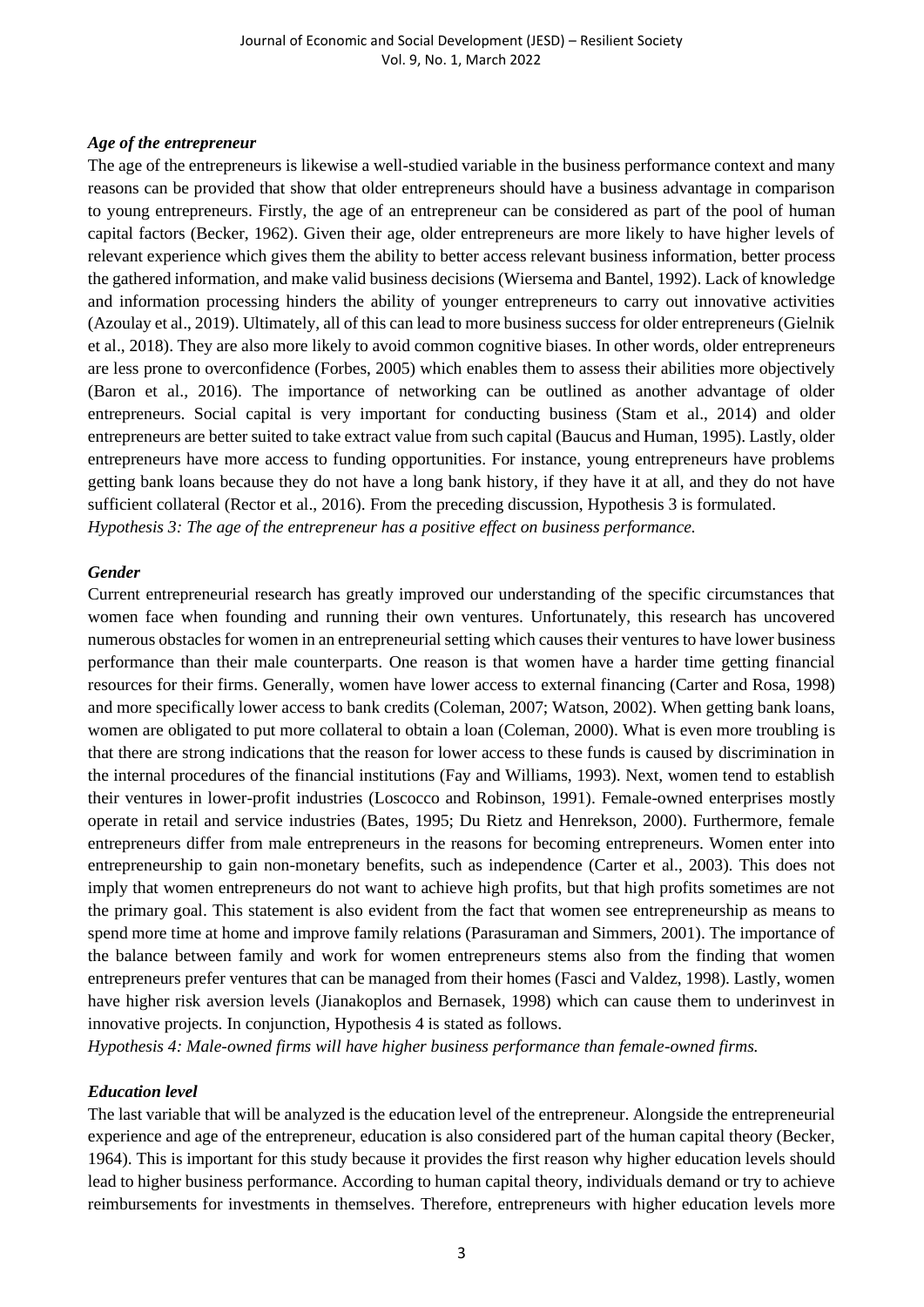### *Age of the entrepreneur*

The age of the entrepreneurs is likewise a well-studied variable in the business performance context and many reasons can be provided that show that older entrepreneurs should have a business advantage in comparison to young entrepreneurs. Firstly, the age of an entrepreneur can be considered as part of the pool of human capital factors (Becker, 1962). Given their age, older entrepreneurs are more likely to have higher levels of relevant experience which gives them the ability to better access relevant business information, better process the gathered information, and make valid business decisions (Wiersema and Bantel, 1992). Lack of knowledge and information processing hinders the ability of younger entrepreneurs to carry out innovative activities (Azoulay et al., 2019). Ultimately, all of this can lead to more business success for older entrepreneurs (Gielnik et al., 2018). They are also more likely to avoid common cognitive biases. In other words, older entrepreneurs are less prone to overconfidence (Forbes, 2005) which enables them to assess their abilities more objectively (Baron et al., 2016). The importance of networking can be outlined as another advantage of older entrepreneurs. Social capital is very important for conducting business (Stam et al., 2014) and older entrepreneurs are better suited to take extract value from such capital (Baucus and Human, 1995). Lastly, older entrepreneurs have more access to funding opportunities. For instance, young entrepreneurs have problems getting bank loans because they do not have a long bank history, if they have it at all, and they do not have sufficient collateral (Rector et al., 2016). From the preceding discussion, Hypothesis 3 is formulated.

*Hypothesis 3: The age of the entrepreneur has a positive effect on business performance.*

### *Gender*

Current entrepreneurial research has greatly improved our understanding of the specific circumstances that women face when founding and running their own ventures. Unfortunately, this research has uncovered numerous obstacles for women in an entrepreneurial setting which causes their ventures to have lower business performance than their male counterparts. One reason is that women have a harder time getting financial resources for their firms. Generally, women have lower access to external financing (Carter and Rosa, 1998) and more specifically lower access to bank credits (Coleman, 2007; Watson, 2002). When getting bank loans, women are obligated to put more collateral to obtain a loan (Coleman, 2000). What is even more troubling is that there are strong indications that the reason for lower access to these funds is caused by discrimination in the internal procedures of the financial institutions (Fay and Williams, 1993). Next, women tend to establish their ventures in lower-profit industries (Loscocco and Robinson, 1991). Female-owned enterprises mostly operate in retail and service industries (Bates, 1995; Du Rietz and Henrekson, 2000). Furthermore, female entrepreneurs differ from male entrepreneurs in the reasons for becoming entrepreneurs. Women enter into entrepreneurship to gain non-monetary benefits, such as independence (Carter et al., 2003). This does not imply that women entrepreneurs do not want to achieve high profits, but that high profits sometimes are not the primary goal. This statement is also evident from the fact that women see entrepreneurship as means to spend more time at home and improve family relations (Parasuraman and Simmers, 2001). The importance of the balance between family and work for women entrepreneurs stems also from the finding that women entrepreneurs prefer ventures that can be managed from their homes (Fasci and Valdez, 1998). Lastly, women have higher risk aversion levels (Jianakoplos and Bernasek, 1998) which can cause them to underinvest in innovative projects. In conjunction, Hypothesis 4 is stated as follows.

*Hypothesis 4: Male-owned firms will have higher business performance than female-owned firms.*

### *Education level*

The last variable that will be analyzed is the education level of the entrepreneur. Alongside the entrepreneurial experience and age of the entrepreneur, education is also considered part of the human capital theory (Becker, 1964). This is important for this study because it provides the first reason why higher education levels should lead to higher business performance. According to human capital theory, individuals demand or try to achieve reimbursements for investments in themselves. Therefore, entrepreneurs with higher education levels more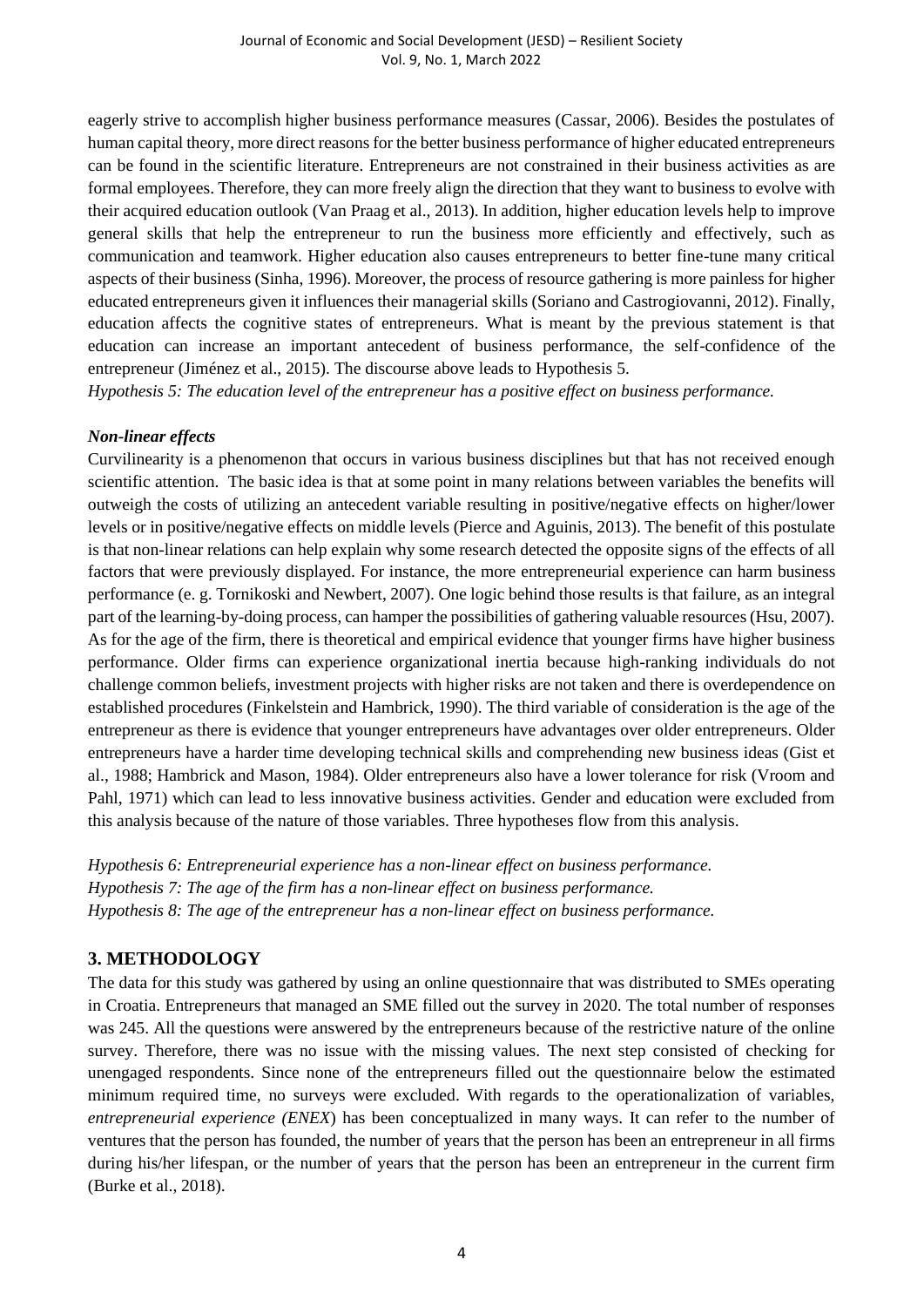eagerly strive to accomplish higher business performance measures (Cassar, 2006). Besides the postulates of human capital theory, more direct reasons for the better business performance of higher educated entrepreneurs can be found in the scientific literature. Entrepreneurs are not constrained in their business activities as are formal employees. Therefore, they can more freely align the direction that they want to business to evolve with their acquired education outlook (Van Praag et al., 2013). In addition, higher education levels help to improve general skills that help the entrepreneur to run the business more efficiently and effectively, such as communication and teamwork. Higher education also causes entrepreneurs to better fine-tune many critical aspects of their business (Sinha, 1996). Moreover, the process of resource gathering is more painless for higher educated entrepreneurs given it influences their managerial skills (Soriano and Castrogiovanni, 2012). Finally, education affects the cognitive states of entrepreneurs. What is meant by the previous statement is that education can increase an important antecedent of business performance, the self-confidence of the entrepreneur (Jiménez et al., 2015). The discourse above leads to Hypothesis 5.

*Hypothesis 5: The education level of the entrepreneur has a positive effect on business performance.*

***Non-linear effects***

Curvilinearity is a phenomenon that occurs in various business disciplines but that has not received enough scientific attention. The basic idea is that at some point in many relations between variables the benefits will outweigh the costs of utilizing an antecedent variable resulting in positive/negative effects on higher/lower levels or in positive/negative effects on middle levels (Pierce and Aguinis, 2013). The benefit of this postulate is that non-linear relations can help explain why some research detected the opposite signs of the effects of all factors that were previously displayed. For instance, the more entrepreneurial experience can harm business performance (e. g. Tornikoski and Newbert, 2007). One logic behind those results is that failure, as an integral part of the learning-by-doing process, can hamper the possibilities of gathering valuable resources (Hsu, 2007). As for the age of the firm, there is theoretical and empirical evidence that younger firms have higher business performance. Older firms can experience organizational inertia because high-ranking individuals do not challenge common beliefs, investment projects with higher risks are not taken and there is overdependence on established procedures (Finkelstein and Hambrick, 1990). The third variable of consideration is the age of the entrepreneur as there is evidence that younger entrepreneurs have advantages over older entrepreneurs. Older entrepreneurs have a harder time developing technical skills and comprehending new business ideas (Gist et al., 1988; Hambrick and Mason, 1984). Older entrepreneurs also have a lower tolerance for risk (Vroom and Pahl, 1971) which can lead to less innovative business activities. Gender and education were excluded from this analysis because of the nature of those variables. Three hypotheses flow from this analysis.

*Hypothesis 6: Entrepreneurial experience has a non-linear effect on business performance.*
*Hypothesis 7: The age of the firm has a non-linear effect on business performance.*
*Hypothesis 8: The age of the entrepreneur has a non-linear effect on business performance.*

## 3. METHODOLOGY

The data for this study was gathered by using an online questionnaire that was distributed to SMEs operating in Croatia. Entrepreneurs that managed an SME filled out the survey in 2020. The total number of responses was 245. All the questions were answered by the entrepreneurs because of the restrictive nature of the online survey. Therefore, there was no issue with the missing values. The next step consisted of checking for unengaged respondents. Since none of the entrepreneurs filled out the questionnaire below the estimated minimum required time, no surveys were excluded. With regards to the operationalization of variables, *entrepreneurial experience (ENEX*) has been conceptualized in many ways. It can refer to the number of ventures that the person has founded, the number of years that the person has been an entrepreneur in all firms during his/her lifespan, or the number of years that the person has been an entrepreneur in the current firm (Burke et al., 2018).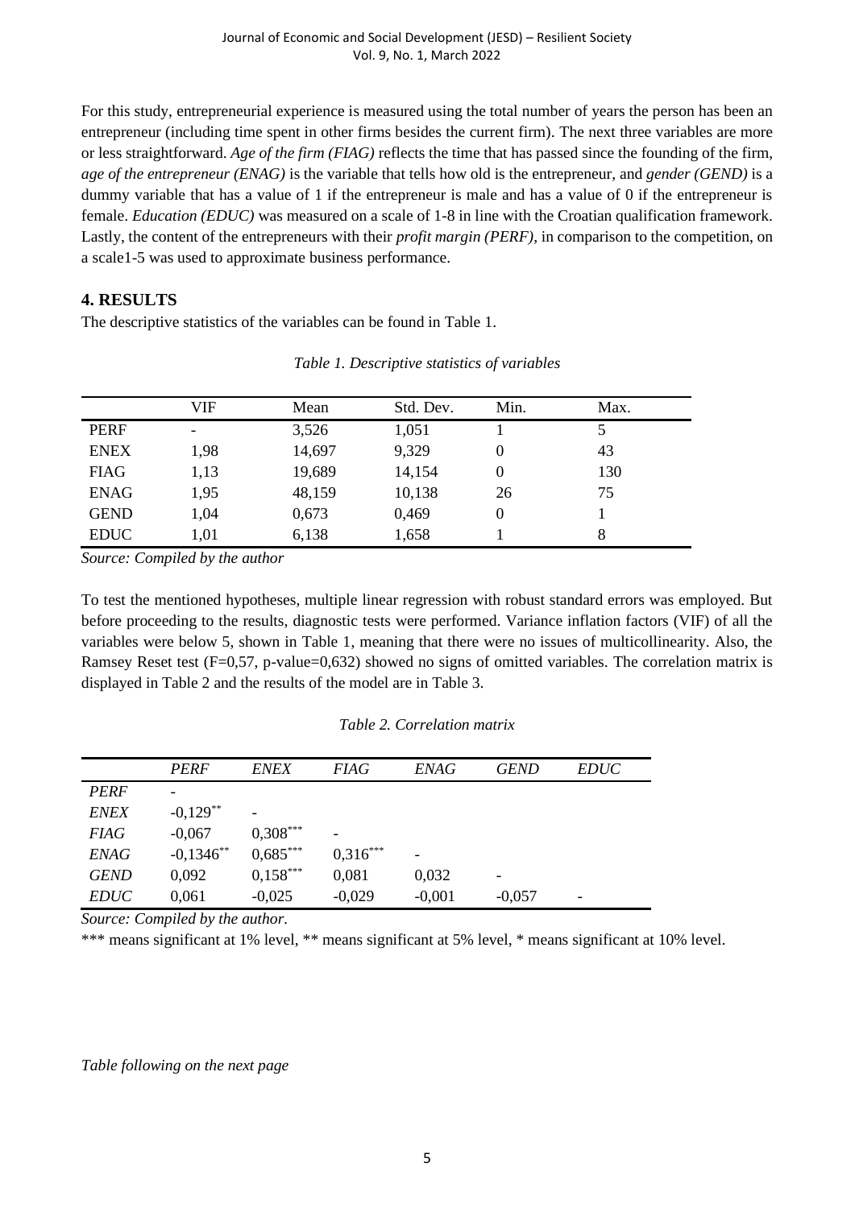For this study, entrepreneurial experience is measured using the total number of years the person has been an entrepreneur (including time spent in other firms besides the current firm). The next three variables are more or less straightforward. *Age of the firm (FIAG)* reflects the time that has passed since the founding of the firm, *age of the entrepreneur (ENAG)* is the variable that tells how old is the entrepreneur, and *gender (GEND)* is a dummy variable that has a value of 1 if the entrepreneur is male and has a value of 0 if the entrepreneur is female. *Education (EDUC)* was measured on a scale of 1-8 in line with the Croatian qualification framework. Lastly, the content of the entrepreneurs with their *profit margin (PERF)*, in comparison to the competition, on a scale1-5 was used to approximate business performance.

## 4. RESULTS

The descriptive statistics of the variables can be found in Table 1.

*Table 1. Descriptive statistics of variables*

| | VIF | Mean | Std. Dev. | Min. | Max. |
|---|---|---|---|---|---|
| PERF | - | 3,526 | 1,051 | 1 | 5 |
| ENEX | 1,98 | 14,697 | 9,329 | 0 | 43 |
| FIAG | 1,13 | 19,689 | 14,154 | 0 | 130 |
| ENAG | 1,95 | 48,159 | 10,138 | 26 | 75 |
| GEND | 1,04 | 0,673 | 0,469 | 0 | 1 |
| EDUC | 1,01 | 6,138 | 1,658 | 1 | 8 |

*Source: Compiled by the author*

To test the mentioned hypotheses, multiple linear regression with robust standard errors was employed. But before proceeding to the results, diagnostic tests were performed. Variance inflation factors (VIF) of all the variables were below 5, shown in Table 1, meaning that there were no issues of multicollinearity. Also, the Ramsey Reset test (F=0,57, p-value=0,632) showed no signs of omitted variables. The correlation matrix is displayed in Table 2 and the results of the model are in Table 3.

*Table 2. Correlation matrix*

| | *PERF* | *ENEX* | *FIAG* | *ENAG* | *GEND* | *EDUC* |
|---|---|---|---|---|---|---|
| *PERF* | - | | | | | |
| *ENEX* | -0,129** | - | | | | |
| *FIAG* | -0,067 | 0,308*** | - | | | |
| *ENAG* | -0,1346** | 0,685*** | 0,316*** | - | | |
| *GEND* | 0,092 | 0,158*** | 0,081 | 0,032 | - | |
| *EDUC* | 0,061 | -0,025 | -0,029 | -0,001 | -0,057 | - |

*Source: Compiled by the author.*

*** means significant at 1% level, ** means significant at 5% level, * means significant at 10% level.

*Table following on the next page*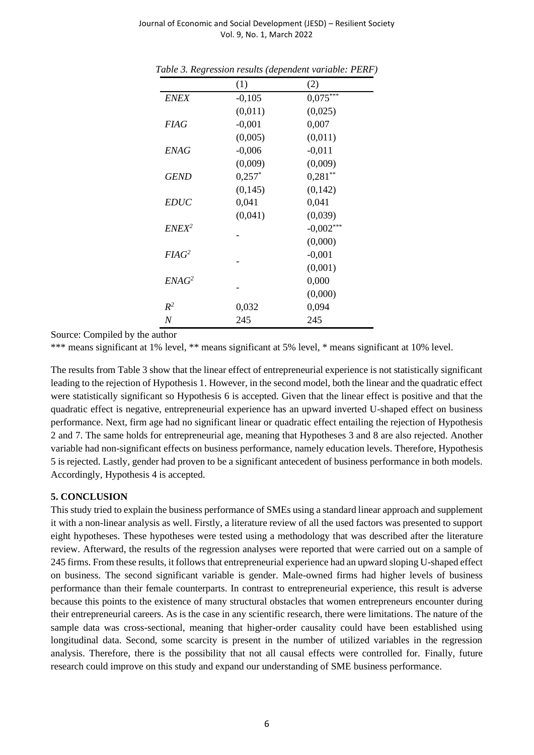*Table 3. Regression results (dependent variable: PERF)*

| | (1) | (2) |
|---|---|---|
| *ENEX* | -0,105 | 0,075*** |
| | (0,011) | (0,025) |
| *FIAG* | -0,001 | 0,007 |
| | (0,005) | (0,011) |
| *ENAG* | -0,006 | -0,011 |
| | (0,009) | (0,009) |
| *GEND* | 0,257* | 0,281** |
| | (0,145) | (0,142) |
| *EDUC* | 0,041 | 0,041 |
| | (0,041) | (0,039) |
| $ENEX^2$ | - | -0,002*** |
| | | (0,000) |
| $FIAG^2$ | - | -0,001 |
| | | (0,001) |
| $ENAG^2$ | - | 0,000 |
| | | (0,000) |
| $R^2$ | 0,032 | 0,094 |
| *N* | 245 | 245 |

Source: Compiled by the author

*** means significant at 1% level, ** means significant at 5% level, * means significant at 10% level.

The results from Table 3 show that the linear effect of entrepreneurial experience is not statistically significant leading to the rejection of Hypothesis 1. However, in the second model, both the linear and the quadratic effect were statistically significant so Hypothesis 6 is accepted. Given that the linear effect is positive and that the quadratic effect is negative, entrepreneurial experience has an upward inverted U-shaped effect on business performance. Next, firm age had no significant linear or quadratic effect entailing the rejection of Hypothesis 2 and 7. The same holds for entrepreneurial age, meaning that Hypotheses 3 and 8 are also rejected. Another variable had non-significant effects on business performance, namely education levels. Therefore, Hypothesis 5 is rejected. Lastly, gender had proven to be a significant antecedent of business performance in both models. Accordingly, Hypothesis 4 is accepted.

## 5. CONCLUSION

This study tried to explain the business performance of SMEs using a standard linear approach and supplement it with a non-linear analysis as well. Firstly, a literature review of all the used factors was presented to support eight hypotheses. These hypotheses were tested using a methodology that was described after the literature review. Afterward, the results of the regression analyses were reported that were carried out on a sample of 245 firms. From these results, it follows that entrepreneurial experience had an upward sloping U-shaped effect on business. The second significant variable is gender. Male-owned firms had higher levels of business performance than their female counterparts. In contrast to entrepreneurial experience, this result is adverse because this points to the existence of many structural obstacles that women entrepreneurs encounter during their entrepreneurial careers. As is the case in any scientific research, there were limitations. The nature of the sample data was cross-sectional, meaning that higher-order causality could have been established using longitudinal data. Second, some scarcity is present in the number of utilized variables in the regression analysis. Therefore, there is the possibility that not all causal effects were controlled for. Finally, future research could improve on this study and expand our understanding of SME business performance.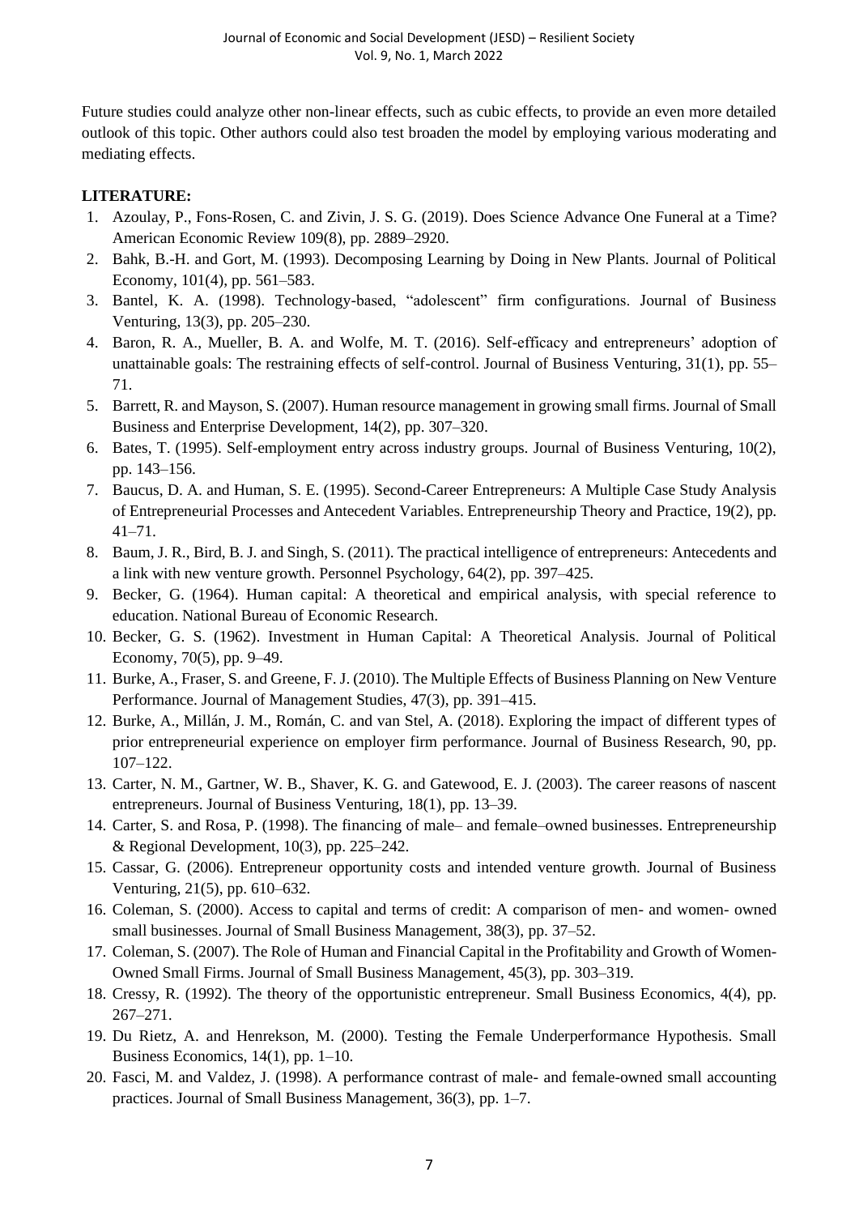Future studies could analyze other non-linear effects, such as cubic effects, to provide an even more detailed outlook of this topic. Other authors could also test broaden the model by employing various moderating and mediating effects.

**LITERATURE:**

1. Azoulay, P., Fons-Rosen, C. and Zivin, J. S. G. (2019). Does Science Advance One Funeral at a Time? American Economic Review 109(8), pp. 2889–2920.
2. Bahk, B.-H. and Gort, M. (1993). Decomposing Learning by Doing in New Plants. Journal of Political Economy, 101(4), pp. 561–583.
3. Bantel, K. A. (1998). Technology-based, "adolescent" firm configurations. Journal of Business Venturing, 13(3), pp. 205–230.
4. Baron, R. A., Mueller, B. A. and Wolfe, M. T. (2016). Self-efficacy and entrepreneurs' adoption of unattainable goals: The restraining effects of self-control. Journal of Business Venturing, 31(1), pp. 55–71.
5. Barrett, R. and Mayson, S. (2007). Human resource management in growing small firms. Journal of Small Business and Enterprise Development, 14(2), pp. 307–320.
6. Bates, T. (1995). Self-employment entry across industry groups. Journal of Business Venturing, 10(2), pp. 143–156.
7. Baucus, D. A. and Human, S. E. (1995). Second-Career Entrepreneurs: A Multiple Case Study Analysis of Entrepreneurial Processes and Antecedent Variables. Entrepreneurship Theory and Practice, 19(2), pp. 41–71.
8. Baum, J. R., Bird, B. J. and Singh, S. (2011). The practical intelligence of entrepreneurs: Antecedents and a link with new venture growth. Personnel Psychology, 64(2), pp. 397–425.
9. Becker, G. (1964). Human capital: A theoretical and empirical analysis, with special reference to education. National Bureau of Economic Research.
10. Becker, G. S. (1962). Investment in Human Capital: A Theoretical Analysis. Journal of Political Economy, 70(5), pp. 9–49.
11. Burke, A., Fraser, S. and Greene, F. J. (2010). The Multiple Effects of Business Planning on New Venture Performance. Journal of Management Studies, 47(3), pp. 391–415.
12. Burke, A., Millán, J. M., Román, C. and van Stel, A. (2018). Exploring the impact of different types of prior entrepreneurial experience on employer firm performance. Journal of Business Research, 90, pp. 107–122.
13. Carter, N. M., Gartner, W. B., Shaver, K. G. and Gatewood, E. J. (2003). The career reasons of nascent entrepreneurs. Journal of Business Venturing, 18(1), pp. 13–39.
14. Carter, S. and Rosa, P. (1998). The financing of male– and female–owned businesses. Entrepreneurship & Regional Development, 10(3), pp. 225–242.
15. Cassar, G. (2006). Entrepreneur opportunity costs and intended venture growth. Journal of Business Venturing, 21(5), pp. 610–632.
16. Coleman, S. (2000). Access to capital and terms of credit: A comparison of men- and women- owned small businesses. Journal of Small Business Management, 38(3), pp. 37–52.
17. Coleman, S. (2007). The Role of Human and Financial Capital in the Profitability and Growth of Women-Owned Small Firms. Journal of Small Business Management, 45(3), pp. 303–319.
18. Cressy, R. (1992). The theory of the opportunistic entrepreneur. Small Business Economics, 4(4), pp. 267–271.
19. Du Rietz, A. and Henrekson, M. (2000). Testing the Female Underperformance Hypothesis. Small Business Economics, 14(1), pp. 1–10.
20. Fasci, M. and Valdez, J. (1998). A performance contrast of male- and female-owned small accounting practices. Journal of Small Business Management, 36(3), pp. 1–7.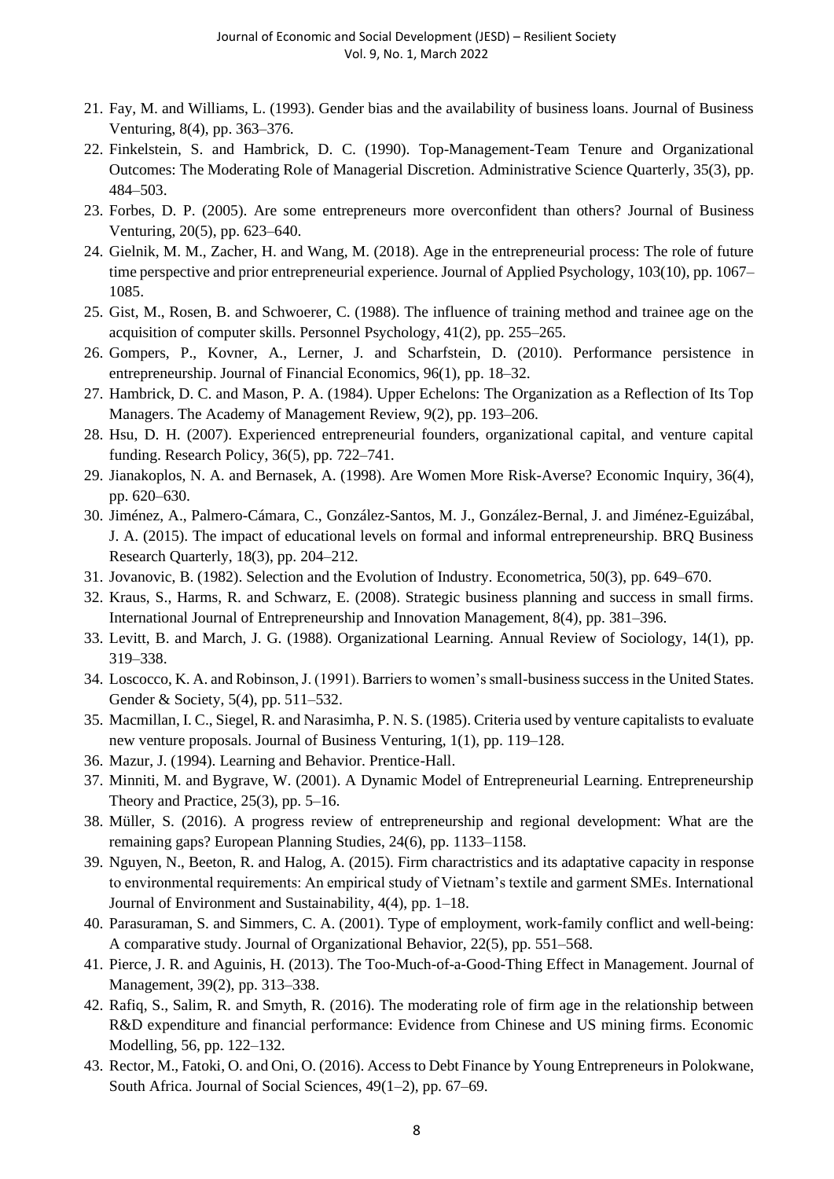21. Fay, M. and Williams, L. (1993). Gender bias and the availability of business loans. Journal of Business Venturing, 8(4), pp. 363–376.
22. Finkelstein, S. and Hambrick, D. C. (1990). Top-Management-Team Tenure and Organizational Outcomes: The Moderating Role of Managerial Discretion. Administrative Science Quarterly, 35(3), pp. 484–503.
23. Forbes, D. P. (2005). Are some entrepreneurs more overconfident than others? Journal of Business Venturing, 20(5), pp. 623–640.
24. Gielnik, M. M., Zacher, H. and Wang, M. (2018). Age in the entrepreneurial process: The role of future time perspective and prior entrepreneurial experience. Journal of Applied Psychology, 103(10), pp. 1067–1085.
25. Gist, M., Rosen, B. and Schwoerer, C. (1988). The influence of training method and trainee age on the acquisition of computer skills. Personnel Psychology, 41(2), pp. 255–265.
26. Gompers, P., Kovner, A., Lerner, J. and Scharfstein, D. (2010). Performance persistence in entrepreneurship. Journal of Financial Economics, 96(1), pp. 18–32.
27. Hambrick, D. C. and Mason, P. A. (1984). Upper Echelons: The Organization as a Reflection of Its Top Managers. The Academy of Management Review, 9(2), pp. 193–206.
28. Hsu, D. H. (2007). Experienced entrepreneurial founders, organizational capital, and venture capital funding. Research Policy, 36(5), pp. 722–741.
29. Jianakoplos, N. A. and Bernasek, A. (1998). Are Women More Risk-Averse? Economic Inquiry, 36(4), pp. 620–630.
30. Jiménez, A., Palmero-Cámara, C., González-Santos, M. J., González-Bernal, J. and Jiménez-Eguizábal, J. A. (2015). The impact of educational levels on formal and informal entrepreneurship. BRQ Business Research Quarterly, 18(3), pp. 204–212.
31. Jovanovic, B. (1982). Selection and the Evolution of Industry. Econometrica, 50(3), pp. 649–670.
32. Kraus, S., Harms, R. and Schwarz, E. (2008). Strategic business planning and success in small firms. International Journal of Entrepreneurship and Innovation Management, 8(4), pp. 381–396.
33. Levitt, B. and March, J. G. (1988). Organizational Learning. Annual Review of Sociology, 14(1), pp. 319–338.
34. Loscocco, K. A. and Robinson, J. (1991). Barriers to women's small-business success in the United States. Gender & Society, 5(4), pp. 511–532.
35. Macmillan, I. C., Siegel, R. and Narasimha, P. N. S. (1985). Criteria used by venture capitalists to evaluate new venture proposals. Journal of Business Venturing, 1(1), pp. 119–128.
36. Mazur, J. (1994). Learning and Behavior. Prentice-Hall.
37. Minniti, M. and Bygrave, W. (2001). A Dynamic Model of Entrepreneurial Learning. Entrepreneurship Theory and Practice, 25(3), pp. 5–16.
38. Müller, S. (2016). A progress review of entrepreneurship and regional development: What are the remaining gaps? European Planning Studies, 24(6), pp. 1133–1158.
39. Nguyen, N., Beeton, R. and Halog, A. (2015). Firm charactristics and its adaptative capacity in response to environmental requirements: An empirical study of Vietnam's textile and garment SMEs. International Journal of Environment and Sustainability, 4(4), pp. 1–18.
40. Parasuraman, S. and Simmers, C. A. (2001). Type of employment, work-family conflict and well-being: A comparative study. Journal of Organizational Behavior, 22(5), pp. 551–568.
41. Pierce, J. R. and Aguinis, H. (2013). The Too-Much-of-a-Good-Thing Effect in Management. Journal of Management, 39(2), pp. 313–338.
42. Rafiq, S., Salim, R. and Smyth, R. (2016). The moderating role of firm age in the relationship between R&D expenditure and financial performance: Evidence from Chinese and US mining firms. Economic Modelling, 56, pp. 122–132.
43. Rector, M., Fatoki, O. and Oni, O. (2016). Access to Debt Finance by Young Entrepreneurs in Polokwane, South Africa. Journal of Social Sciences, 49(1–2), pp. 67–69.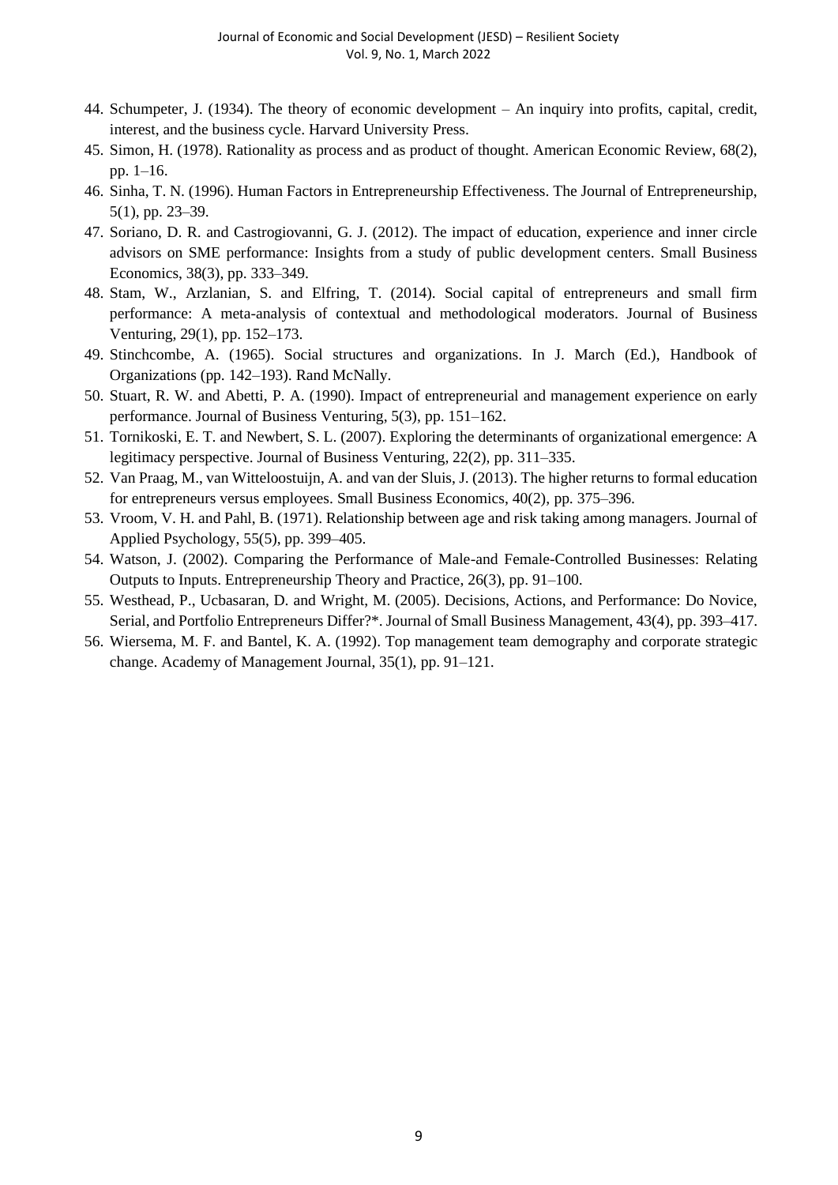44. Schumpeter, J. (1934). The theory of economic development – An inquiry into profits, capital, credit, interest, and the business cycle. Harvard University Press.
45. Simon, H. (1978). Rationality as process and as product of thought. American Economic Review, 68(2), pp. 1–16.
46. Sinha, T. N. (1996). Human Factors in Entrepreneurship Effectiveness. The Journal of Entrepreneurship, 5(1), pp. 23–39.
47. Soriano, D. R. and Castrogiovanni, G. J. (2012). The impact of education, experience and inner circle advisors on SME performance: Insights from a study of public development centers. Small Business Economics, 38(3), pp. 333–349.
48. Stam, W., Arzlanian, S. and Elfring, T. (2014). Social capital of entrepreneurs and small firm performance: A meta-analysis of contextual and methodological moderators. Journal of Business Venturing, 29(1), pp. 152–173.
49. Stinchcombe, A. (1965). Social structures and organizations. In J. March (Ed.), Handbook of Organizations (pp. 142–193). Rand McNally.
50. Stuart, R. W. and Abetti, P. A. (1990). Impact of entrepreneurial and management experience on early performance. Journal of Business Venturing, 5(3), pp. 151–162.
51. Tornikoski, E. T. and Newbert, S. L. (2007). Exploring the determinants of organizational emergence: A legitimacy perspective. Journal of Business Venturing, 22(2), pp. 311–335.
52. Van Praag, M., van Witteloostuijn, A. and van der Sluis, J. (2013). The higher returns to formal education for entrepreneurs versus employees. Small Business Economics, 40(2), pp. 375–396.
53. Vroom, V. H. and Pahl, B. (1971). Relationship between age and risk taking among managers. Journal of Applied Psychology, 55(5), pp. 399–405.
54. Watson, J. (2002). Comparing the Performance of Male-and Female-Controlled Businesses: Relating Outputs to Inputs. Entrepreneurship Theory and Practice, 26(3), pp. 91–100.
55. Westhead, P., Ucbasaran, D. and Wright, M. (2005). Decisions, Actions, and Performance: Do Novice, Serial, and Portfolio Entrepreneurs Differ?*. Journal of Small Business Management, 43(4), pp. 393–417.
56. Wiersema, M. F. and Bantel, K. A. (1992). Top management team demography and corporate strategic change. Academy of Management Journal, 35(1), pp. 91–121.